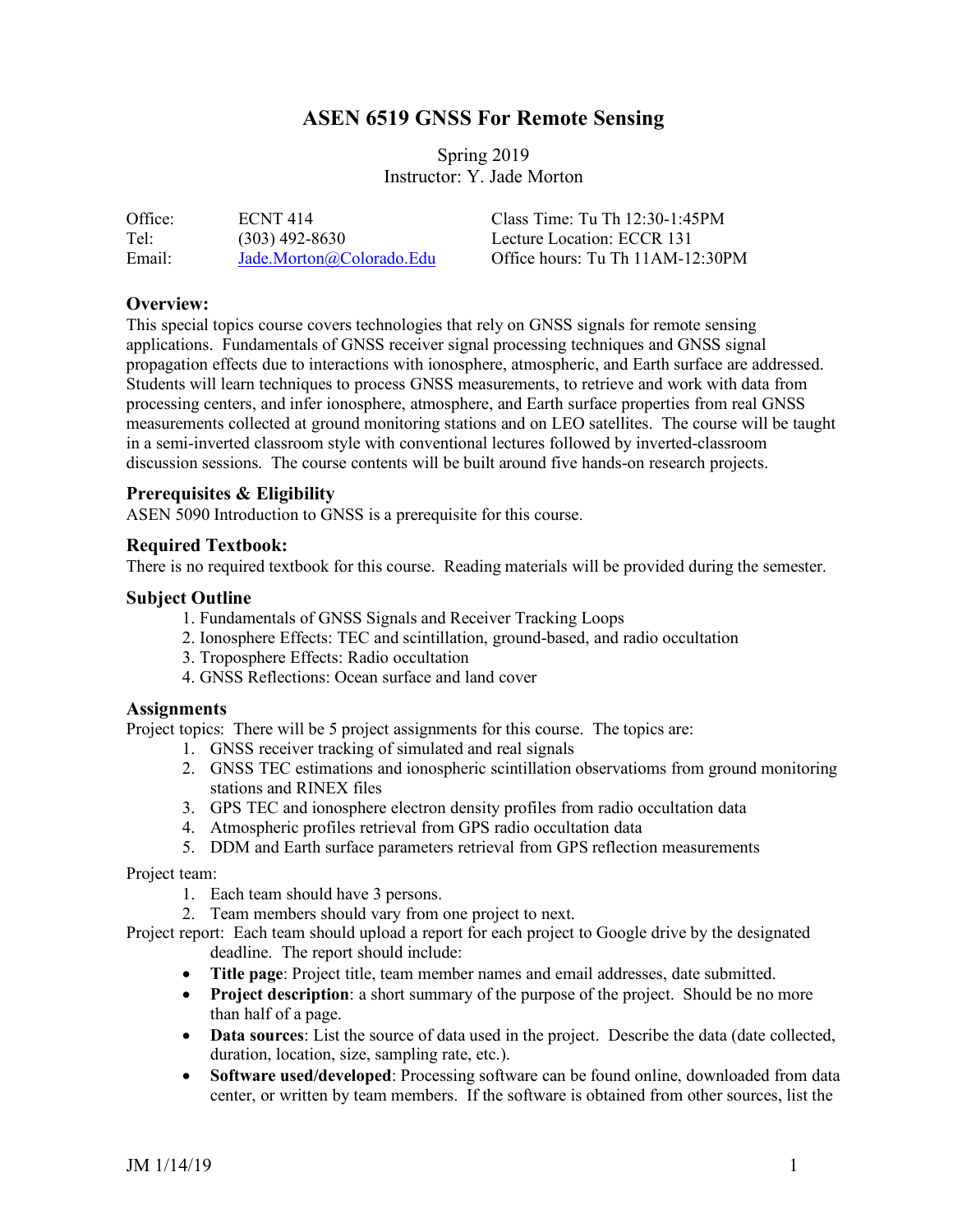# ASEN 6519 GNSS For Remote Sensing

Spring 2019
Instructor: Y. Jade Morton

| | | |
|---|---|---|
| Office: | ECNT 414 | Class Time: Tu Th 12:30-1:45PM |
| Tel: | (303) 492-8630 | Lecture Location: ECCR 131 |
| Email: | Jade.Morton@Colorado.Edu | Office hours: Tu Th 11AM-12:30PM |

## Overview:

This special topics course covers technologies that rely on GNSS signals for remote sensing applications. Fundamentals of GNSS receiver signal processing techniques and GNSS signal propagation effects due to interactions with ionosphere, atmospheric, and Earth surface are addressed. Students will learn techniques to process GNSS measurements, to retrieve and work with data from processing centers, and infer ionosphere, atmosphere, and Earth surface properties from real GNSS measurements collected at ground monitoring stations and on LEO satellites. The course will be taught in a semi-inverted classroom style with conventional lectures followed by inverted-classroom discussion sessions. The course contents will be built around five hands-on research projects.

## Prerequisites & Eligibility

ASEN 5090 Introduction to GNSS is a prerequisite for this course.

## Required Textbook:

There is no required textbook for this course. Reading materials will be provided during the semester.

## Subject Outline

1. Fundamentals of GNSS Signals and Receiver Tracking Loops
2. Ionosphere Effects: TEC and scintillation, ground-based, and radio occultation
3. Troposphere Effects: Radio occultation
4. GNSS Reflections: Ocean surface and land cover

## Assignments

Project topics: There will be 5 project assignments for this course. The topics are:

1. GNSS receiver tracking of simulated and real signals
2. GNSS TEC estimations and ionospheric scintillation observatioms from ground monitoring stations and RINEX files
3. GPS TEC and ionosphere electron density profiles from radio occultation data
4. Atmospheric profiles retrieval from GPS radio occultation data
5. DDM and Earth surface parameters retrieval from GPS reflection measurements

Project team:

1. Each team should have 3 persons.
2. Team members should vary from one project to next.

Project report: Each team should upload a report for each project to Google drive by the designated deadline. The report should include:

- **Title page**: Project title, team member names and email addresses, date submitted.
- **Project description**: a short summary of the purpose of the project. Should be no more than half of a page.
- **Data sources**: List the source of data used in the project. Describe the data (date collected, duration, location, size, sampling rate, etc.).
- **Software used/developed**: Processing software can be found online, downloaded from data center, or written by team members. If the software is obtained from other sources, list the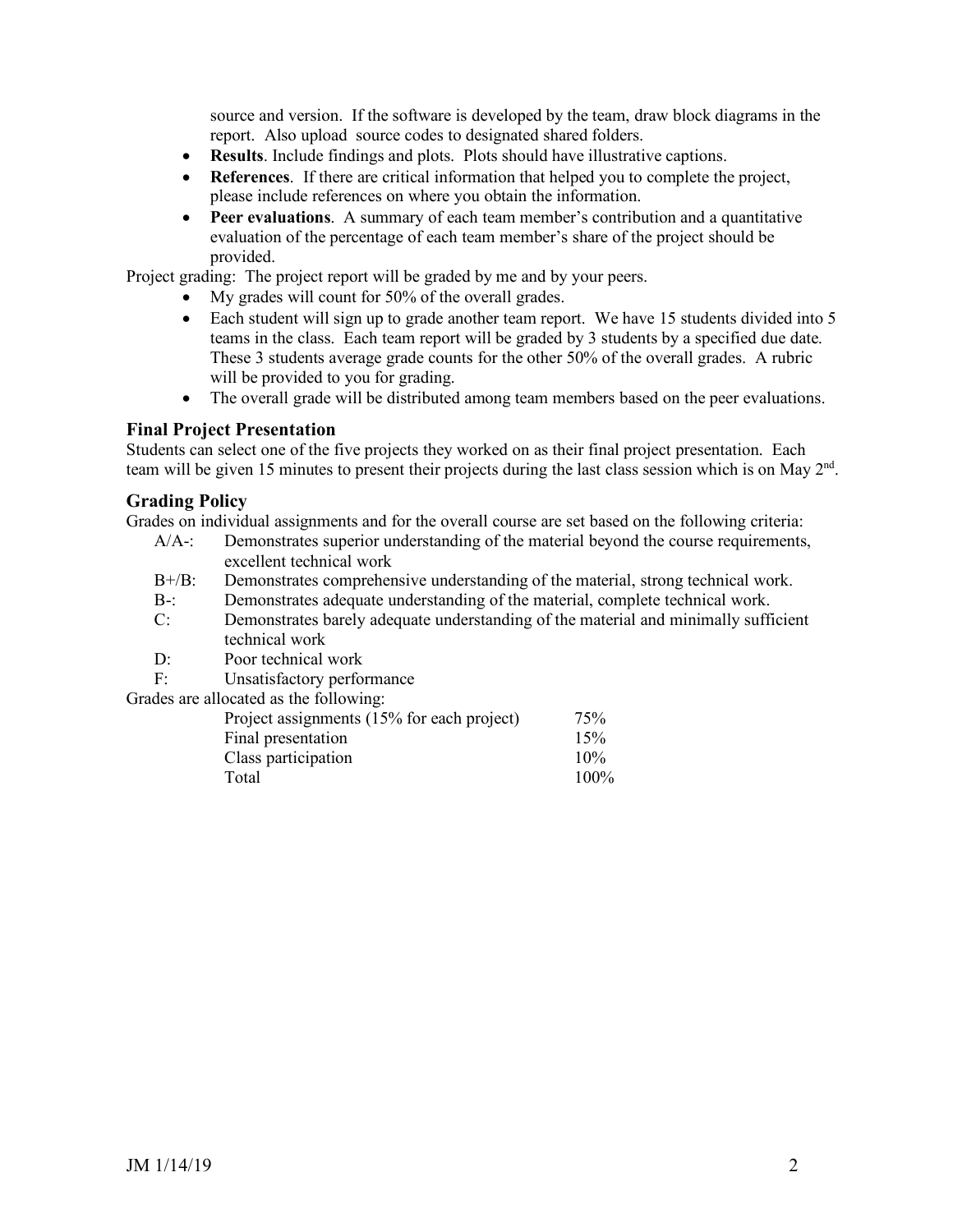source and version. If the software is developed by the team, draw block diagrams in the report. Also upload source codes to designated shared folders.

- **Results**. Include findings and plots. Plots should have illustrative captions.
- **References**. If there are critical information that helped you to complete the project, please include references on where you obtain the information.
- **Peer evaluations**. A summary of each team member's contribution and a quantitative evaluation of the percentage of each team member's share of the project should be provided.

Project grading: The project report will be graded by me and by your peers.

- My grades will count for 50% of the overall grades.
- Each student will sign up to grade another team report. We have 15 students divided into 5 teams in the class. Each team report will be graded by 3 students by a specified due date. These 3 students average grade counts for the other 50% of the overall grades. A rubric will be provided to you for grading.
- The overall grade will be distributed among team members based on the peer evaluations.

### Final Project Presentation

Students can select one of the five projects they worked on as their final project presentation. Each team will be given 15 minutes to present their projects during the last class session which is on May 2nd.

### Grading Policy

Grades on individual assignments and for the overall course are set based on the following criteria:

- A/A-: Demonstrates superior understanding of the material beyond the course requirements, excellent technical work
- B+/B: Demonstrates comprehensive understanding of the material, strong technical work.
- B-: Demonstrates adequate understanding of the material, complete technical work.
- C: Demonstrates barely adequate understanding of the material and minimally sufficient technical work
- D: Poor technical work
- F: Unsatisfactory performance

Grades are allocated as the following:

| | |
|---|---|
| Project assignments (15% for each project) | 75% |
| Final presentation | 15% |
| Class participation | 10% |
| Total | 100% |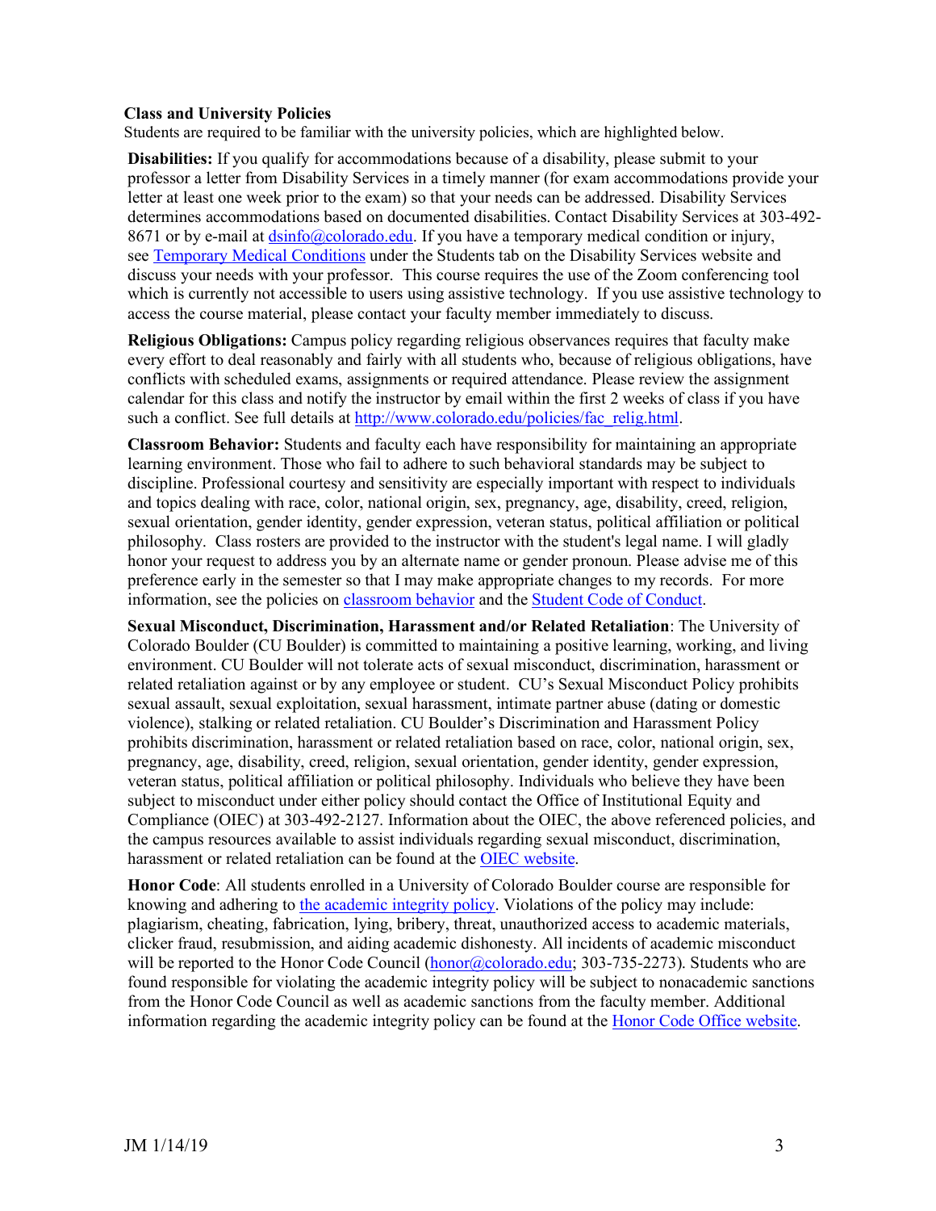**Class and University Policies**

Students are required to be familiar with the university policies, which are highlighted below.

**Disabilities:** If you qualify for accommodations because of a disability, please submit to your professor a letter from Disability Services in a timely manner (for exam accommodations provide your letter at least one week prior to the exam) so that your needs can be addressed. Disability Services determines accommodations based on documented disabilities. Contact Disability Services at 303-492-8671 or by e-mail at dsinfo@colorado.edu. If you have a temporary medical condition or injury, see Temporary Medical Conditions under the Students tab on the Disability Services website and discuss your needs with your professor. This course requires the use of the Zoom conferencing tool which is currently not accessible to users using assistive technology. If you use assistive technology to access the course material, please contact your faculty member immediately to discuss.

**Religious Obligations:** Campus policy regarding religious observances requires that faculty make every effort to deal reasonably and fairly with all students who, because of religious obligations, have conflicts with scheduled exams, assignments or required attendance. Please review the assignment calendar for this class and notify the instructor by email within the first 2 weeks of class if you have such a conflict. See full details at http://www.colorado.edu/policies/fac_relig.html.

**Classroom Behavior:** Students and faculty each have responsibility for maintaining an appropriate learning environment. Those who fail to adhere to such behavioral standards may be subject to discipline. Professional courtesy and sensitivity are especially important with respect to individuals and topics dealing with race, color, national origin, sex, pregnancy, age, disability, creed, religion, sexual orientation, gender identity, gender expression, veteran status, political affiliation or political philosophy. Class rosters are provided to the instructor with the student's legal name. I will gladly honor your request to address you by an alternate name or gender pronoun. Please advise me of this preference early in the semester so that I may make appropriate changes to my records. For more information, see the policies on classroom behavior and the Student Code of Conduct.

**Sexual Misconduct, Discrimination, Harassment and/or Related Retaliation**: The University of Colorado Boulder (CU Boulder) is committed to maintaining a positive learning, working, and living environment. CU Boulder will not tolerate acts of sexual misconduct, discrimination, harassment or related retaliation against or by any employee or student. CU's Sexual Misconduct Policy prohibits sexual assault, sexual exploitation, sexual harassment, intimate partner abuse (dating or domestic violence), stalking or related retaliation. CU Boulder's Discrimination and Harassment Policy prohibits discrimination, harassment or related retaliation based on race, color, national origin, sex, pregnancy, age, disability, creed, religion, sexual orientation, gender identity, gender expression, veteran status, political affiliation or political philosophy. Individuals who believe they have been subject to misconduct under either policy should contact the Office of Institutional Equity and Compliance (OIEC) at 303-492-2127. Information about the OIEC, the above referenced policies, and the campus resources available to assist individuals regarding sexual misconduct, discrimination, harassment or related retaliation can be found at the OIEC website.

**Honor Code**: All students enrolled in a University of Colorado Boulder course are responsible for knowing and adhering to the academic integrity policy. Violations of the policy may include: plagiarism, cheating, fabrication, lying, bribery, threat, unauthorized access to academic materials, clicker fraud, resubmission, and aiding academic dishonesty. All incidents of academic misconduct will be reported to the Honor Code Council (honor@colorado.edu; 303-735-2273). Students who are found responsible for violating the academic integrity policy will be subject to nonacademic sanctions from the Honor Code Council as well as academic sanctions from the faculty member. Additional information regarding the academic integrity policy can be found at the Honor Code Office website.